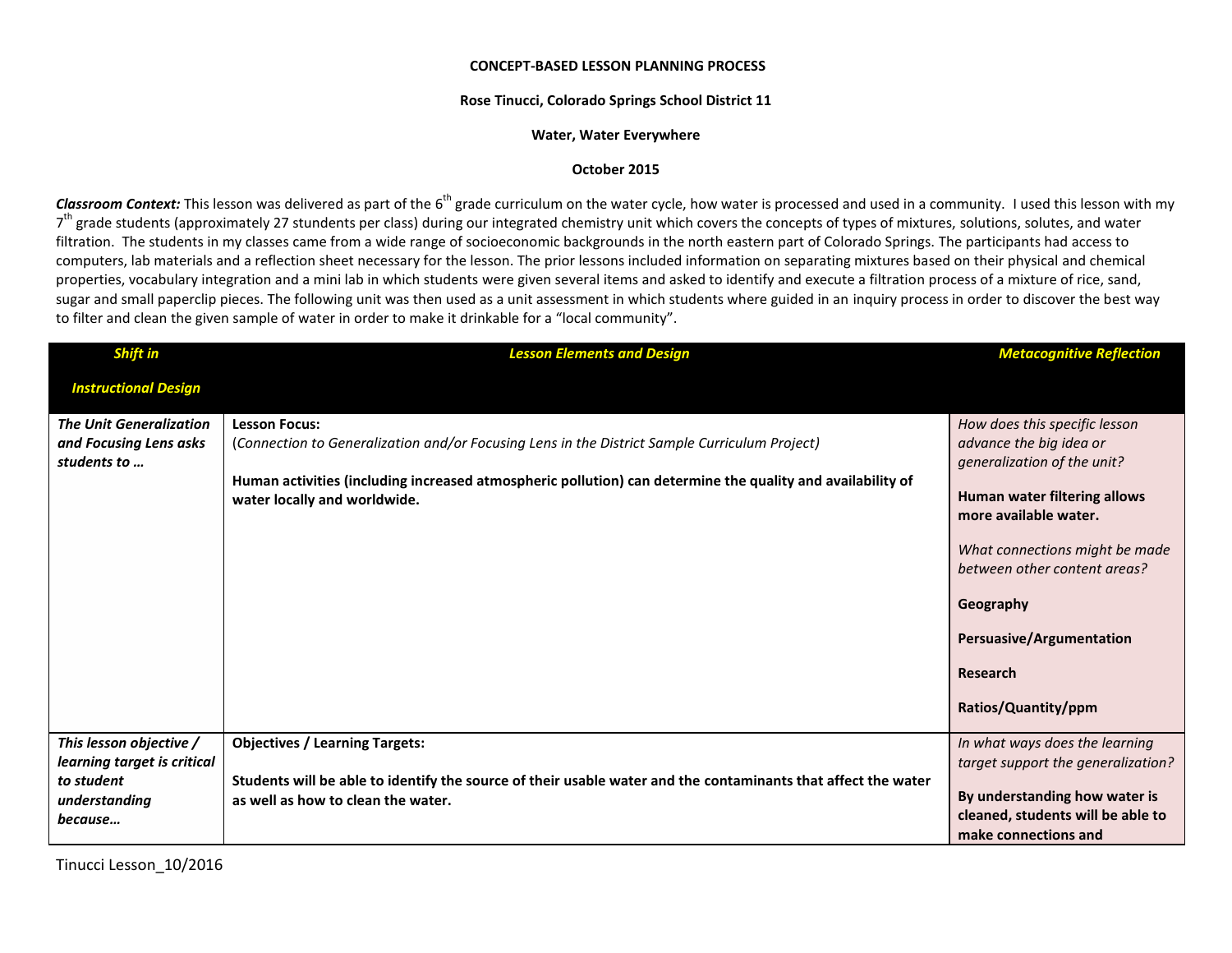**CONCEPT-BASED LESSON PLANNING PROCESS**

**Rose Tinucci, Colorado Springs School District 11**

**Water, Water Everywhere**

**October 2015**

***Classroom Context:*** This lesson was delivered as part of the 6th grade curriculum on the water cycle, how water is processed and used in a community. I used this lesson with my 7th grade students (approximately 27 stundents per class) during our integrated chemistry unit which covers the concepts of types of mixtures, solutions, solutes, and water filtration. The students in my classes came from a wide range of socioeconomic backgrounds in the north eastern part of Colorado Springs. The participants had access to computers, lab materials and a reflection sheet necessary for the lesson. The prior lessons included information on separating mixtures based on their physical and chemical properties, vocabulary integration and a mini lab in which students were given several items and asked to identify and execute a filtration process of a mixture of rice, sand, sugar and small paperclip pieces. The following unit was then used as a unit assessment in which students where guided in an inquiry process in order to discover the best way to filter and clean the given sample of water in order to make it drinkable for a "local community".

| *Shift in Instructional Design* | *Lesson Elements and Design* | *Metacognitive Reflection* |
|---|---|---|
| ***The Unit Generalization and Focusing Lens asks students to …*** | **Lesson Focus:**<br>(*Connection to Generalization and/or Focusing Lens in the District Sample Curriculum Project)*<br><br>**Human activities (including increased atmospheric pollution) can determine the quality and availability of water locally and worldwide.** | *How does this specific lesson advance the big idea or generalization of the unit?*<br><br>**Human water filtering allows more available water.**<br><br>*What connections might be made between other content areas?*<br><br>**Geography**<br><br>**Persuasive/Argumentation**<br><br>**Research**<br><br>**Ratios/Quantity/ppm** |
| ***This lesson objective / learning target is critical to student understanding because…*** | **Objectives / Learning Targets:**<br><br>**Students will be able to identify the source of their usable water and the contaminants that affect the water as well as how to clean the water.** | *In what ways does the learning target support the generalization?*<br><br>**By understanding how water is cleaned, students will be able to make connections and** |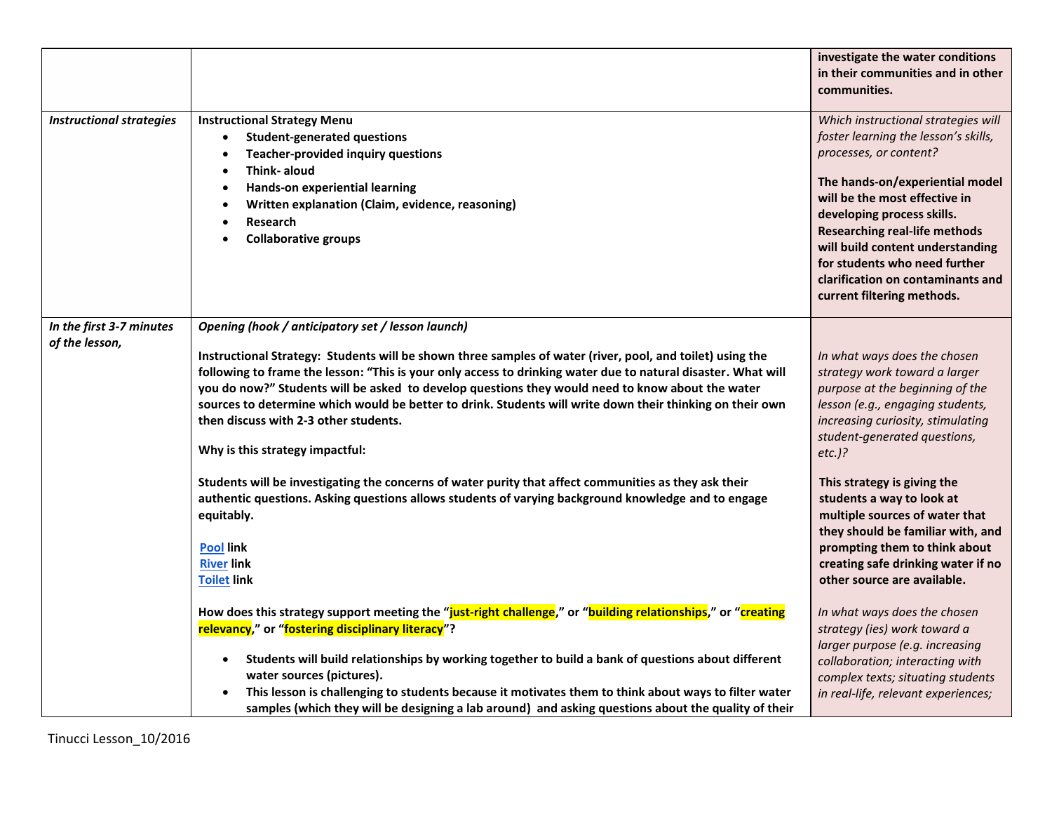| | | |
|---|---|---|
| | | **investigate the water conditions in their communities and in other communities.** |
| *Instructional strategies* | **Instructional Strategy Menu**<br>• **Student-generated questions**<br>• **Teacher-provided inquiry questions**<br>• **Think- aloud**<br>• **Hands-on experiential learning**<br>• **Written explanation (Claim, evidence, reasoning)**<br>• **Research**<br>• **Collaborative groups** | *Which instructional strategies will foster learning the lesson's skills, processes, or content?*<br><br>**The hands-on/experiential model will be the most effective in developing process skills. Researching real-life methods will build content understanding for students who need further clarification on contaminants and current filtering methods.** |
| *In the first 3-7 minutes of the lesson,* | ***Opening (hook / anticipatory set / lesson launch)***<br><br>**Instructional Strategy: Students will be shown three samples of water (river, pool, and toilet) using the following to frame the lesson: "This is your only access to drinking water due to natural disaster. What will you do now?" Students will be asked to develop questions they would need to know about the water sources to determine which would be better to drink. Students will write down their thinking on their own then discuss with 2-3 other students.**<br><br>**Why is this strategy impactful:**<br><br>**Students will be investigating the concerns of water purity that affect communities as they ask their authentic questions. Asking questions allows students of varying background knowledge and to engage equitably.**<br><br>**Pool link**<br>**River link**<br>**Toilet link**<br><br>**How does this strategy support meeting the "just-right challenge," or "building relationships," or "creating relevancy," or "fostering disciplinary literacy"?**<br><br>• **Students will build relationships by working together to build a bank of questions about different water sources (pictures).**<br>• **This lesson is challenging to students because it motivates them to think about ways to filter water samples (which they will be designing a lab around) and asking questions about the quality of their** | *In what ways does the chosen strategy work toward a larger purpose at the beginning of the lesson (e.g., engaging students, increasing curiosity, stimulating student-generated questions, etc.)?*<br><br>**This strategy is giving the students a way to look at multiple sources of water that they should be familiar with, and prompting them to think about creating safe drinking water if no other source are available.**<br><br>*In what ways does the chosen strategy (ies) work toward a larger purpose (e.g. increasing collaboration; interacting with complex texts; situating students in real-life, relevant experiences;* |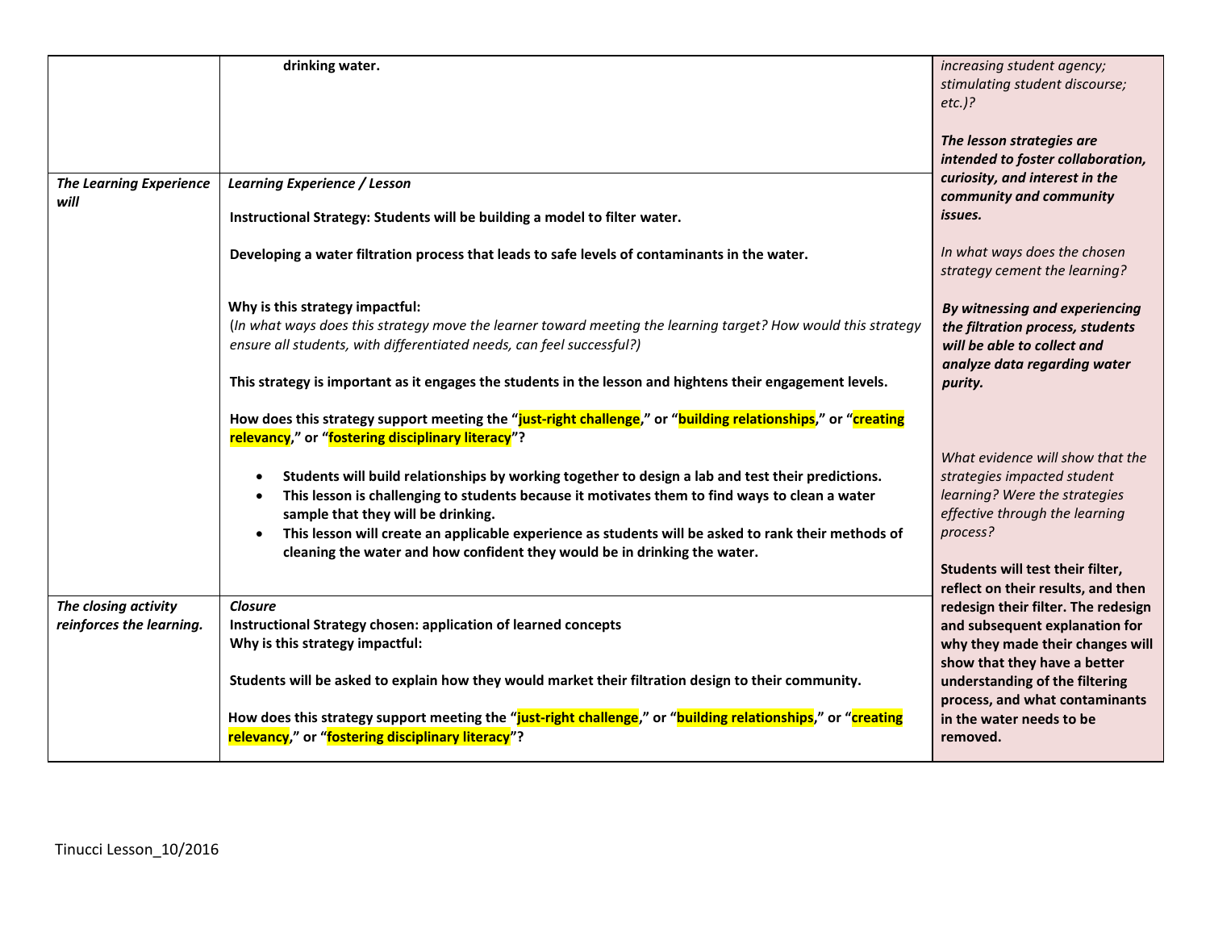| | | |
|---|---|---|
| | **drinking water.** | *increasing student agency; stimulating student discourse; etc.)?*<br><br>***The lesson strategies are intended to foster collaboration, curiosity, and interest in the community and community issues.***<br><br>*In what ways does the chosen strategy cement the learning?*<br><br>***By witnessing and experiencing the filtration process, students will be able to collect and analyze data regarding water purity.***<br><br>*What evidence will show that the strategies impacted student learning? Were the strategies effective through the learning process?*<br><br>**Students will test their filter, reflect on their results, and then redesign their filter. The redesign and subsequent explanation for why they made their changes will show that they have a better understanding of the filtering process, and what contaminants in the water needs to be removed.** |
| ***The Learning Experience will*** | ***Learning Experience / Lesson***<br><br>**Instructional Strategy: Students will be building a model to filter water.**<br><br>**Developing a water filtration process that leads to safe levels of contaminants in the water.**<br><br>**Why is this strategy impactful:**<br>(*In what ways does this strategy move the learner toward meeting the learning target? How would this strategy ensure all students, with differentiated needs, can feel successful?)*<br><br>**This strategy is important as it engages the students in the lesson and hightens their engagement levels.**<br><br>**How does this strategy support meeting the "just-right challenge," or "building relationships," or "creating relevancy," or "fostering disciplinary literacy"?**<br><br>• **Students will build relationships by working together to design a lab and test their predictions.**<br>• **This lesson is challenging to students because it motivates them to find ways to clean a water sample that they will be drinking.**<br>• **This lesson will create an applicable experience as students will be asked to rank their methods of cleaning the water and how confident they would be in drinking the water.** | |
| ***The closing activity reinforces the learning.*** | ***Closure***<br>**Instructional Strategy chosen: application of learned concepts**<br>**Why is this strategy impactful:**<br><br>**Students will be asked to explain how they would market their filtration design to their community.**<br><br>**How does this strategy support meeting the "just-right challenge," or "building relationships," or "creating relevancy," or "fostering disciplinary literacy"?** | |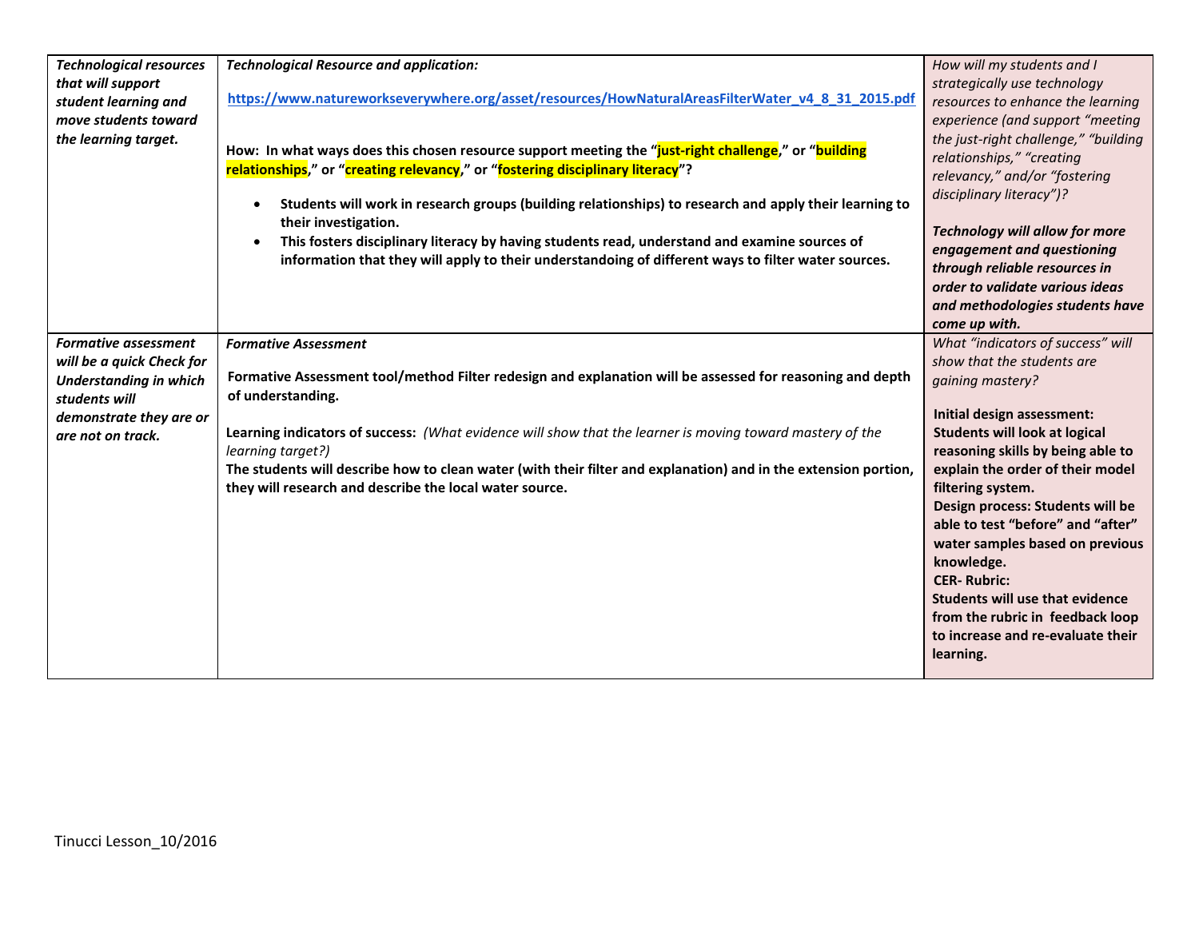| *Technological resources that will support student learning and move students toward the learning target.* | ***Technological Resource and application:***<br><br>**https://www.natureworkseverywhere.org/asset/resources/HowNaturalAreasFilterWater_v4_8_31_2015.pdf**<br><br>**How: In what ways does this chosen resource support meeting the "just-right challenge," or "building relationships," or "creating relevancy," or "fostering disciplinary literacy"?**<br><br>• **Students will work in research groups (building relationships) to research and apply their learning to their investigation.**<br>• **This fosters disciplinary literacy by having students read, understand and examine sources of information that they will apply to their understandoing of different ways to filter water sources.** | *How will my students and I strategically use technology resources to enhance the learning experience (and support "meeting the just-right challenge," "building relationships," "creating relevancy," and/or "fostering disciplinary literacy")?*<br><br>***Technology will allow for more engagement and questioning through reliable resources in order to validate various ideas and methodologies students have come up with.*** |
|---|---|---|
| ***Formative assessment will be a quick Check for Understanding in which students will demonstrate they are or are not on track.*** | ***Formative Assessment***<br><br>**Formative Assessment tool/method Filter redesign and explanation will be assessed for reasoning and depth of understanding.**<br><br>**Learning indicators of success:** *(What evidence will show that the learner is moving toward mastery of the learning target?)*<br>**The students will describe how to clean water (with their filter and explanation) and in the extension portion, they will research and describe the local water source.** | *What "indicators of success" will show that the students are gaining mastery?*<br><br>**Initial design assessment: Students will look at logical reasoning skills by being able to explain the order of their model filtering system.**<br>**Design process: Students will be able to test "before" and "after" water samples based on previous knowledge.**<br>**CER- Rubric:**<br>**Students will use that evidence from the rubric in feedback loop to increase and re-evaluate their learning.** |

Tinucci Lesson_10/2016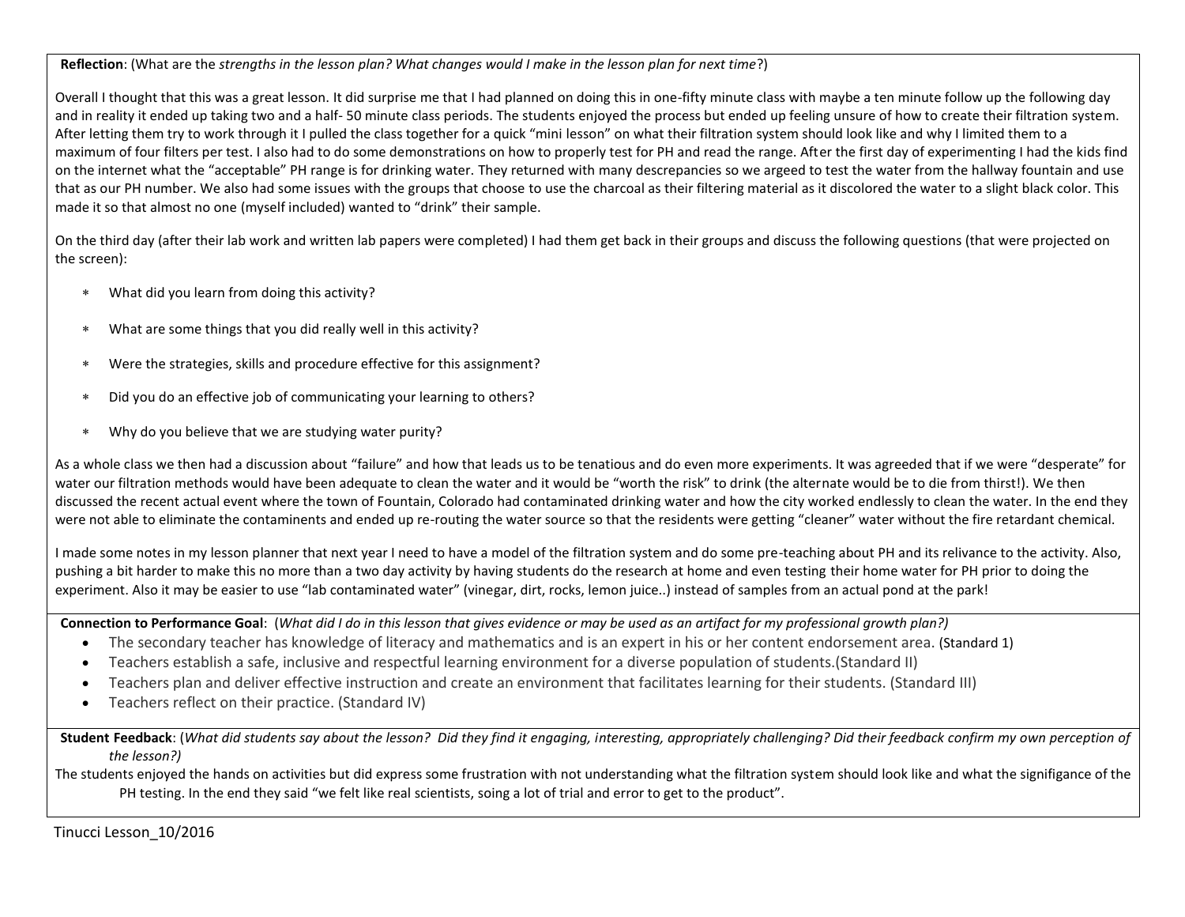**Reflection**: (What are the *strengths in the lesson plan? What changes would I make in the lesson plan for next time*?)

Overall I thought that this was a great lesson. It did surprise me that I had planned on doing this in one-fifty minute class with maybe a ten minute follow up the following day and in reality it ended up taking two and a half- 50 minute class periods. The students enjoyed the process but ended up feeling unsure of how to create their filtration system. After letting them try to work through it I pulled the class together for a quick "mini lesson" on what their filtration system should look like and why I limited them to a maximum of four filters per test. I also had to do some demonstrations on how to properly test for PH and read the range. After the first day of experimenting I had the kids find on the internet what the "acceptable" PH range is for drinking water. They returned with many descrepancies so we argeed to test the water from the hallway fountain and use that as our PH number. We also had some issues with the groups that choose to use the charcoal as their filtering material as it discolored the water to a slight black color. This made it so that almost no one (myself included) wanted to "drink" their sample.

On the third day (after their lab work and written lab papers were completed) I had them get back in their groups and discuss the following questions (that were projected on the screen):

* What did you learn from doing this activity?
* What are some things that you did really well in this activity?
* Were the strategies, skills and procedure effective for this assignment?
* Did you do an effective job of communicating your learning to others?
* Why do you believe that we are studying water purity?

As a whole class we then had a discussion about "failure" and how that leads us to be tenatious and do even more experiments. It was agreeded that if we were "desperate" for water our filtration methods would have been adequate to clean the water and it would be "worth the risk" to drink (the alternate would be to die from thirst!). We then discussed the recent actual event where the town of Fountain, Colorado had contaminated drinking water and how the city worked endlessly to clean the water. In the end they were not able to eliminate the contaminents and ended up re-routing the water source so that the residents were getting "cleaner" water without the fire retardant chemical.

I made some notes in my lesson planner that next year I need to have a model of the filtration system and do some pre-teaching about PH and its relivance to the activity. Also, pushing a bit harder to make this no more than a two day activity by having students do the research at home and even testing their home water for PH prior to doing the experiment. Also it may be easier to use "lab contaminated water" (vinegar, dirt, rocks, lemon juice..) instead of samples from an actual pond at the park!

**Connection to Performance Goal**: (*What did I do in this lesson that gives evidence or may be used as an artifact for my professional growth plan?)*

- The secondary teacher has knowledge of literacy and mathematics and is an expert in his or her content endorsement area. (Standard 1)
- Teachers establish a safe, inclusive and respectful learning environment for a diverse population of students.(Standard II)
- Teachers plan and deliver effective instruction and create an environment that facilitates learning for their students. (Standard III)
- Teachers reflect on their practice. (Standard IV)

**Student Feedback**: (*What did students say about the lesson? Did they find it engaging, interesting, appropriately challenging? Did their feedback confirm my own perception of the lesson?)*

The students enjoyed the hands on activities but did express some frustration with not understanding what the filtration system should look like and what the signifigance of the PH testing. In the end they said "we felt like real scientists, soing a lot of trial and error to get to the product".

Tinucci Lesson_10/2016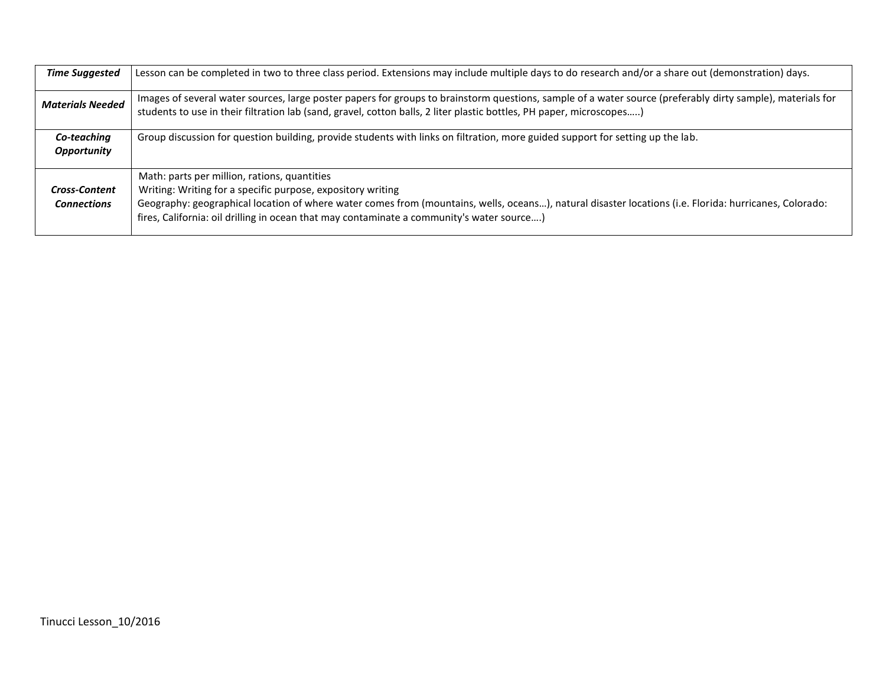| | |
|---|---|
| ***Time Suggested*** | Lesson can be completed in two to three class period. Extensions may include multiple days to do research and/or a share out (demonstration) days. |
| ***Materials Needed*** | Images of several water sources, large poster papers for groups to brainstorm questions, sample of a water source (preferably dirty sample), materials for students to use in their filtration lab (sand, gravel, cotton balls, 2 liter plastic bottles, PH paper, microscopes…..) |
| ***Co-teaching Opportunity*** | Group discussion for question building, provide students with links on filtration, more guided support for setting up the lab. |
| ***Cross-Content Connections*** | Math: parts per million, rations, quantities<br>Writing: Writing for a specific purpose, expository writing<br>Geography: geographical location of where water comes from (mountains, wells, oceans…), natural disaster locations (i.e. Florida: hurricanes, Colorado: fires, California: oil drilling in ocean that may contaminate a community's water source….) |

Tinucci Lesson_10/2016